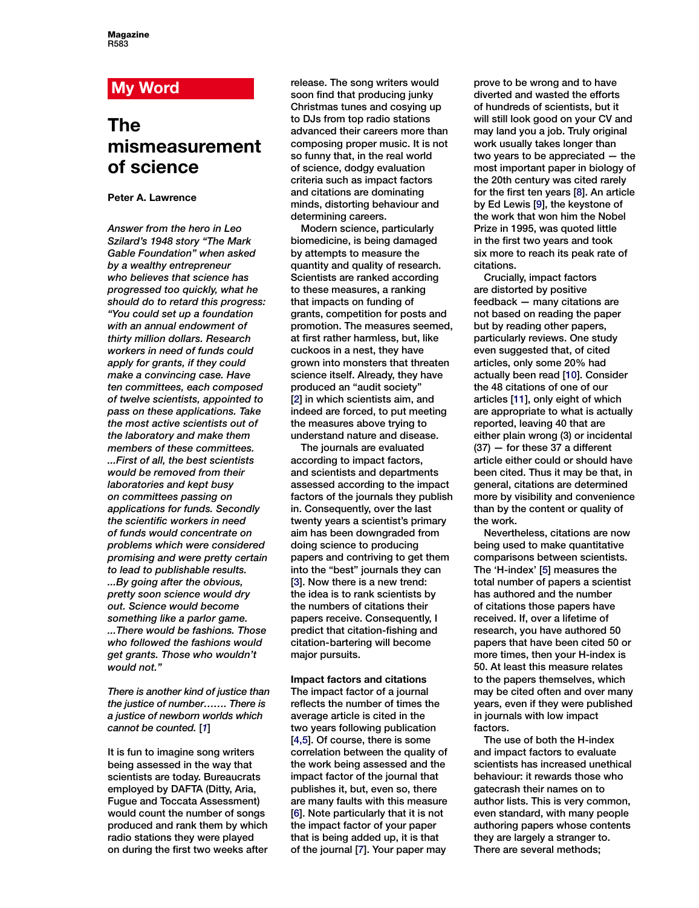My Word

# The mismeasurement of science

**Peter A. Lawrence**

*Answer from the hero in Leo Szilard's 1948 story "The Mark Gable Foundation" when asked by a wealthy entrepreneur who believes that science has progressed too quickly, what he should do to retard this progress: "You could set up a foundation with an annual endowment of thirty million dollars. Research workers in need of funds could apply for grants, if they could make a convincing case. Have ten committees, each composed of twelve scientists, appointed to pass on these applications. Take the most active scientists out of the laboratory and make them members of these committees. ...First of all, the best scientists would be removed from their laboratories and kept busy on committees passing on applications for funds. Secondly the scientific workers in need of funds would concentrate on problems which were considered promising and were pretty certain to lead to publishable results. ...By going after the obvious, pretty soon science would dry out. Science would become something like a parlor game. ...There would be fashions. Those who followed the fashions would get grants. Those who wouldn't would not."*

*There is another kind of justice than the justice of number……. There is a justice of newborn worlds which cannot be counted.* [*1*]

It is fun to imagine song writers being assessed in the way that scientists are today. Bureaucrats employed by DAFTA (Ditty, Aria, Fugue and Toccata Assessment) would count the number of songs produced and rank them by which radio stations they were played on during the first two weeks after release. The song writers would soon find that producing junky Christmas tunes and cosying up to DJs from top radio stations advanced their careers more than composing proper music. It is not so funny that, in the real world of science, dodgy evaluation criteria such as impact factors and citations are dominating minds, distorting behaviour and determining careers.

Modern science, particularly biomedicine, is being damaged by attempts to measure the quantity and quality of research. Scientists are ranked according to these measures, a ranking that impacts on funding of grants, competition for posts and promotion. The measures seemed, at first rather harmless, but, like cuckoos in a nest, they have grown into monsters that threaten science itself. Already, they have produced an "audit society" [2] in which scientists aim, and indeed are forced, to put meeting the measures above trying to understand nature and disease.

The journals are evaluated according to impact factors, and scientists and departments assessed according to the impact factors of the journals they publish in. Consequently, over the last twenty years a scientist's primary aim has been downgraded from doing science to producing papers and contriving to get them into the "best" journals they can [3]. Now there is a new trend: the idea is to rank scientists by the numbers of citations their papers receive. Consequently, I predict that citation-fishing and citation-bartering will become major pursuits.

**Impact factors and citations**

The impact factor of a journal reflects the number of times the average article is cited in the two years following publication [4,5]. Of course, there is some correlation between the quality of the work being assessed and the impact factor of the journal that publishes it, but, even so, there are many faults with this measure [6]. Note particularly that it is not the impact factor of your paper that is being added up, it is that of the journal [7]. Your paper may prove to be wrong and to have diverted and wasted the efforts of hundreds of scientists, but it will still look good on your CV and may land you a job. Truly original work usually takes longer than two years to be appreciated — the most important paper in biology of the 20th century was cited rarely for the first ten years [8]. An article by Ed Lewis [9], the keystone of the work that won him the Nobel Prize in 1995, was quoted little in the first two years and took six more to reach its peak rate of citations.

Crucially, impact factors are distorted by positive feedback — many citations are not based on reading the paper but by reading other papers, particularly reviews. One study even suggested that, of cited articles, only some 20% had actually been read [10]. Consider the 48 citations of one of our articles [11], only eight of which are appropriate to what is actually reported, leaving 40 that are either plain wrong (3) or incidental (37) — for these 37 a different article either could or should have been cited. Thus it may be that, in general, citations are determined more by visibility and convenience than by the content or quality of the work.

Nevertheless, citations are now being used to make quantitative comparisons between scientists. The 'H-index' [5] measures the total number of papers a scientist has authored and the number of citations those papers have received. If, over a lifetime of research, you have authored 50 papers that have been cited 50 or more times, then your H-index is 50. At least this measure relates to the papers themselves, which may be cited often and over many years, even if they were published in journals with low impact factors.

The use of both the H-index and impact factors to evaluate scientists has increased unethical behaviour: it rewards those who gatecrash their names on to author lists. This is very common, even standard, with many people authoring papers whose contents they are largely a stranger to. There are several methods;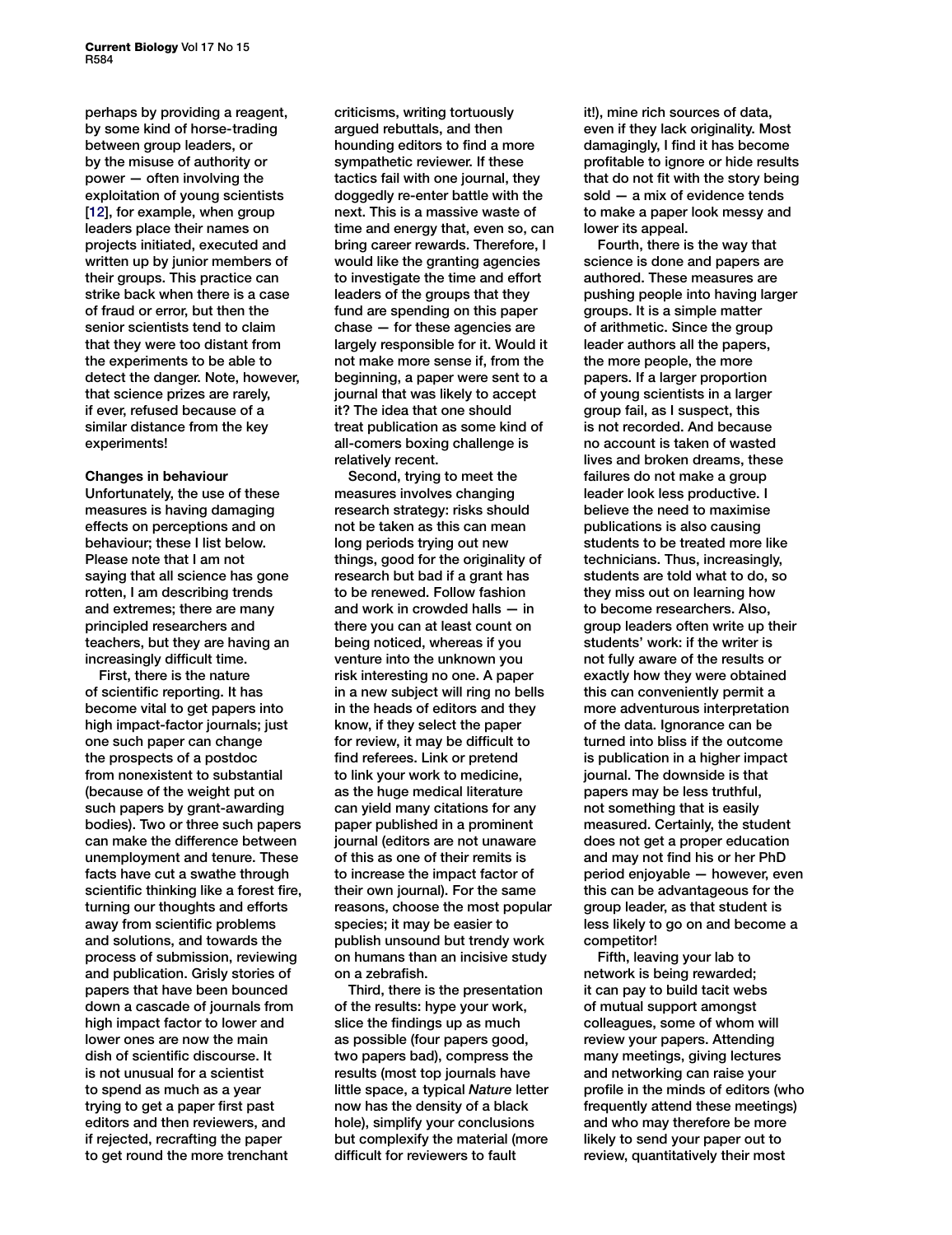perhaps by providing a reagent, by some kind of horse-trading between group leaders, or by the misuse of authority or power — often involving the exploitation of young scientists [12], for example, when group leaders place their names on projects initiated, executed and written up by junior members of their groups. This practice can strike back when there is a case of fraud or error, but then the senior scientists tend to claim that they were too distant from the experiments to be able to detect the danger. Note, however, that science prizes are rarely, if ever, refused because of a similar distance from the key experiments!

**Changes in behaviour**

Unfortunately, the use of these measures is having damaging effects on perceptions and on behaviour; these I list below. Please note that I am not saying that all science has gone rotten, I am describing trends and extremes; there are many principled researchers and teachers, but they are having an increasingly difficult time.

First, there is the nature of scientific reporting. It has become vital to get papers into high impact-factor journals; just one such paper can change the prospects of a postdoc from nonexistent to substantial (because of the weight put on such papers by grant-awarding bodies). Two or three such papers can make the difference between unemployment and tenure. These facts have cut a swathe through scientific thinking like a forest fire, turning our thoughts and efforts away from scientific problems and solutions, and towards the process of submission, reviewing and publication. Grisly stories of papers that have been bounced down a cascade of journals from high impact factor to lower and lower ones are now the main dish of scientific discourse. It is not unusual for a scientist to spend as much as a year trying to get a paper first past editors and then reviewers, and if rejected, recrafting the paper to get round the more trenchant criticisms, writing tortuously argued rebuttals, and then hounding editors to find a more sympathetic reviewer. If these tactics fail with one journal, they doggedly re-enter battle with the next. This is a massive waste of time and energy that, even so, can bring career rewards. Therefore, I would like the granting agencies to investigate the time and effort leaders of the groups that they fund are spending on this paper chase — for these agencies are largely responsible for it. Would it not make more sense if, from the beginning, a paper were sent to a journal that was likely to accept it? The idea that one should treat publication as some kind of all-comers boxing challenge is relatively recent.

Second, trying to meet the measures involves changing research strategy: risks should not be taken as this can mean long periods trying out new things, good for the originality of research but bad if a grant has to be renewed. Follow fashion and work in crowded halls — in there you can at least count on being noticed, whereas if you venture into the unknown you risk interesting no one. A paper in a new subject will ring no bells in the heads of editors and they know, if they select the paper for review, it may be difficult to find referees. Link or pretend to link your work to medicine, as the huge medical literature can yield many citations for any paper published in a prominent journal (editors are not unaware of this as one of their remits is to increase the impact factor of their own journal). For the same reasons, choose the most popular species; it may be easier to publish unsound but trendy work on humans than an incisive study on a zebrafish.

Third, there is the presentation of the results: hype your work, slice the findings up as much as possible (four papers good, two papers bad), compress the results (most top journals have little space, a typical *Nature* letter now has the density of a black hole), simplify your conclusions but complexify the material (more difficult for reviewers to fault it!), mine rich sources of data, even if they lack originality. Most damagingly, I find it has become profitable to ignore or hide results that do not fit with the story being sold — a mix of evidence tends to make a paper look messy and lower its appeal.

Fourth, there is the way that science is done and papers are authored. These measures are pushing people into having larger groups. It is a simple matter of arithmetic. Since the group leader authors all the papers, the more people, the more papers. If a larger proportion of young scientists in a larger group fail, as I suspect, this is not recorded. And because no account is taken of wasted lives and broken dreams, these failures do not make a group leader look less productive. I believe the need to maximise publications is also causing students to be treated more like technicians. Thus, increasingly, students are told what to do, so they miss out on learning how to become researchers. Also, group leaders often write up their students' work: if the writer is not fully aware of the results or exactly how they were obtained this can conveniently permit a more adventurous interpretation of the data. Ignorance can be turned into bliss if the outcome is publication in a higher impact journal. The downside is that papers may be less truthful, not something that is easily measured. Certainly, the student does not get a proper education and may not find his or her PhD period enjoyable — however, even this can be advantageous for the group leader, as that student is less likely to go on and become a competitor!

Fifth, leaving your lab to network is being rewarded; it can pay to build tacit webs of mutual support amongst colleagues, some of whom will review your papers. Attending many meetings, giving lectures and networking can raise your profile in the minds of editors (who frequently attend these meetings) and who may therefore be more likely to send your paper out to review, quantitatively their most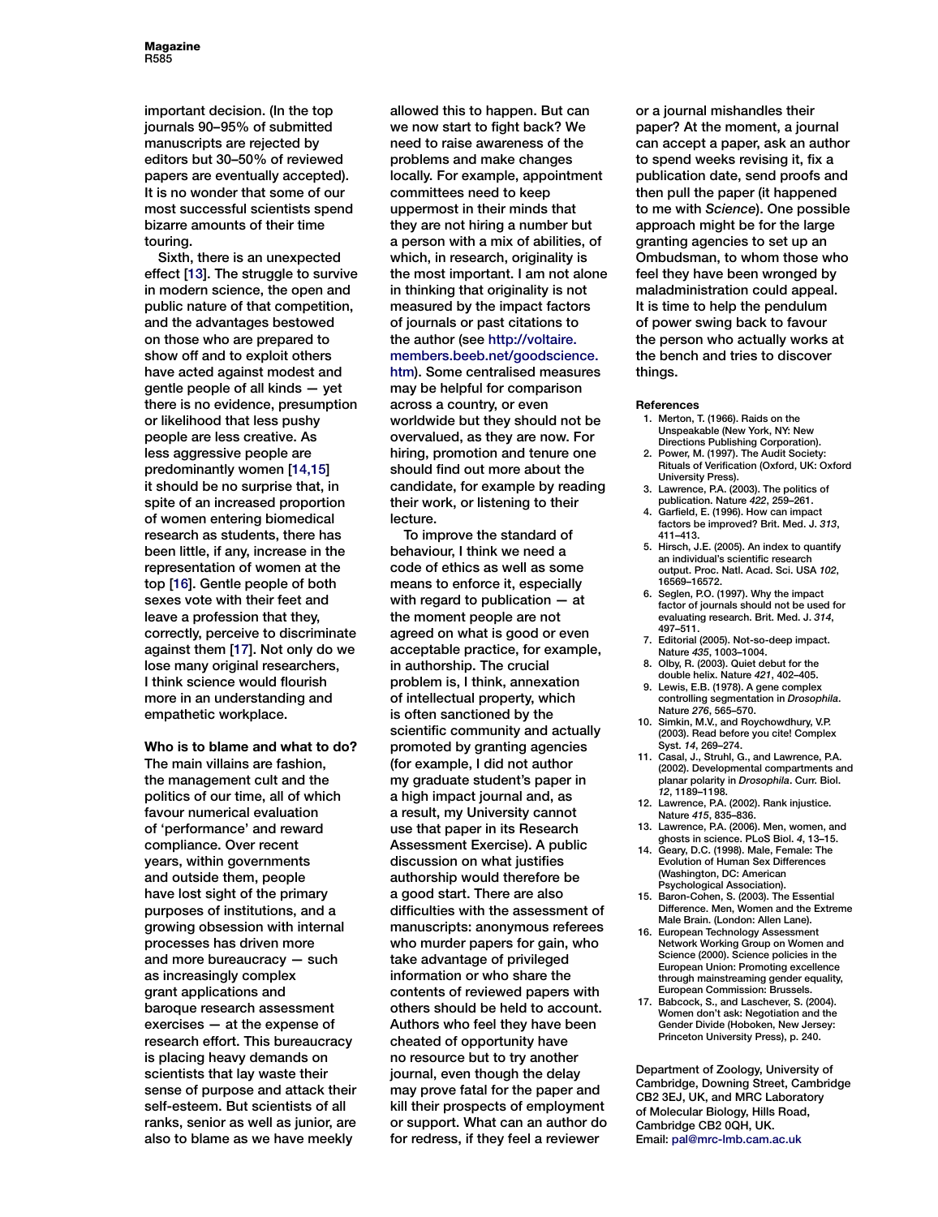important decision. (In the top journals 90–95% of submitted manuscripts are rejected by editors but 30–50% of reviewed papers are eventually accepted). It is no wonder that some of our most successful scientists spend bizarre amounts of their time touring.

Sixth, there is an unexpected effect [13]. The struggle to survive in modern science, the open and public nature of that competition, and the advantages bestowed on those who are prepared to show off and to exploit others have acted against modest and gentle people of all kinds — yet there is no evidence, presumption or likelihood that less pushy people are less creative. As less aggressive people are predominantly women [14,15] it should be no surprise that, in spite of an increased proportion of women entering biomedical research as students, there has been little, if any, increase in the representation of women at the top [16]. Gentle people of both sexes vote with their feet and leave a profession that they, correctly, perceive to discriminate against them [17]. Not only do we lose many original researchers, I think science would flourish more in an understanding and empathetic workplace.

**Who is to blame and what to do?**

The main villains are fashion, the management cult and the politics of our time, all of which favour numerical evaluation of 'performance' and reward compliance. Over recent years, within governments and outside them, people have lost sight of the primary purposes of institutions, and a growing obsession with internal processes has driven more and more bureaucracy — such as increasingly complex grant applications and baroque research assessment exercises — at the expense of research effort. This bureaucracy is placing heavy demands on scientists that lay waste their sense of purpose and attack their self-esteem. But scientists of all ranks, senior as well as junior, are also to blame as we have meekly allowed this to happen. But can we now start to fight back? We need to raise awareness of the problems and make changes locally. For example, appointment committees need to keep uppermost in their minds that they are not hiring a number but a person with a mix of abilities, of which, in research, originality is the most important. I am not alone in thinking that originality is not measured by the impact factors of journals or past citations to the author (see http://voltaire.members.beeb.net/goodscience.htm). Some centralised measures may be helpful for comparison across a country, or even worldwide but they should not be overvalued, as they are now. For hiring, promotion and tenure one should find out more about the candidate, for example by reading their work, or listening to their lecture.

To improve the standard of behaviour, I think we need a code of ethics as well as some means to enforce it, especially with regard to publication — at the moment people are not agreed on what is good or even acceptable practice, for example, in authorship. The crucial problem is, I think, annexation of intellectual property, which is often sanctioned by the scientific community and actually promoted by granting agencies (for example, I did not author my graduate student's paper in a high impact journal and, as a result, my University cannot use that paper in its Research Assessment Exercise). A public discussion on what justifies authorship would therefore be a good start. There are also difficulties with the assessment of manuscripts: anonymous referees who murder papers for gain, who take advantage of privileged information or who share the contents of reviewed papers with others should be held to account. Authors who feel they have been cheated of opportunity have no resource but to try another journal, even though the delay may prove fatal for the paper and kill their prospects of employment or support. What can an author do for redress, if they feel a reviewer or a journal mishandles their paper? At the moment, a journal can accept a paper, ask an author to spend weeks revising it, fix a publication date, send proofs and then pull the paper (it happened to me with *Science*). One possible approach might be for the large granting agencies to set up an Ombudsman, to whom those who feel they have been wronged by maladministration could appeal. It is time to help the pendulum of power swing back to favour the person who actually works at the bench and tries to discover things.

**References**

1. Merton, T. (1966). Raids on the Unspeakable (New York, NY: New Directions Publishing Corporation).
2. Power, M. (1997). The Audit Society: Rituals of Verification (Oxford, UK: Oxford University Press).
3. Lawrence, P.A. (2003). The politics of publication. Nature *422*, 259–261.
4. Garfield, E. (1996). How can impact factors be improved? Brit. Med. J. *313*, 411–413.
5. Hirsch, J.E. (2005). An index to quantify an individual's scientific research output. Proc. Natl. Acad. Sci. USA *102*, 16569–16572.
6. Seglen, P.O. (1997). Why the impact factor of journals should not be used for evaluating research. Brit. Med. J. *314*, 497–511.
7. Editorial (2005). Not-so-deep impact. Nature *435*, 1003–1004.
8. Olby, R. (2003). Quiet debut for the double helix. Nature *421*, 402–405.
9. Lewis, E.B. (1978). A gene complex controlling segmentation in *Drosophila*. Nature *276*, 565–570.
10. Simkin, M.V., and Roychowdhury, V.P. (2003). Read before you cite! Complex Syst. *14*, 269–274.
11. Casal, J., Struhl, G., and Lawrence, P.A. (2002). Developmental compartments and planar polarity in *Drosophila*. Curr. Biol. *12*, 1189–1198.
12. Lawrence, P.A. (2002). Rank injustice. Nature *415*, 835–836.
13. Lawrence, P.A. (2006). Men, women, and ghosts in science. PLoS Biol. *4*, 13–15.
14. Geary, D.C. (1998). Male, Female: The Evolution of Human Sex Differences (Washington, DC: American Psychological Association).
15. Baron-Cohen, S. (2003). The Essential Difference. Men, Women and the Extreme Male Brain. (London: Allen Lane).
16. European Technology Assessment Network Working Group on Women and Science (2000). Science policies in the European Union: Promoting excellence through mainstreaming gender equality, European Commission: Brussels.
17. Babcock, S., and Laschever, S. (2004). Women don't ask: Negotiation and the Gender Divide (Hoboken, New Jersey: Princeton University Press), p. 240.

Department of Zoology, University of Cambridge, Downing Street, Cambridge CB2 3EJ, UK, and MRC Laboratory of Molecular Biology, Hills Road, Cambridge CB2 0QH, UK.
Email: pal@mrc-lmb.cam.ac.uk